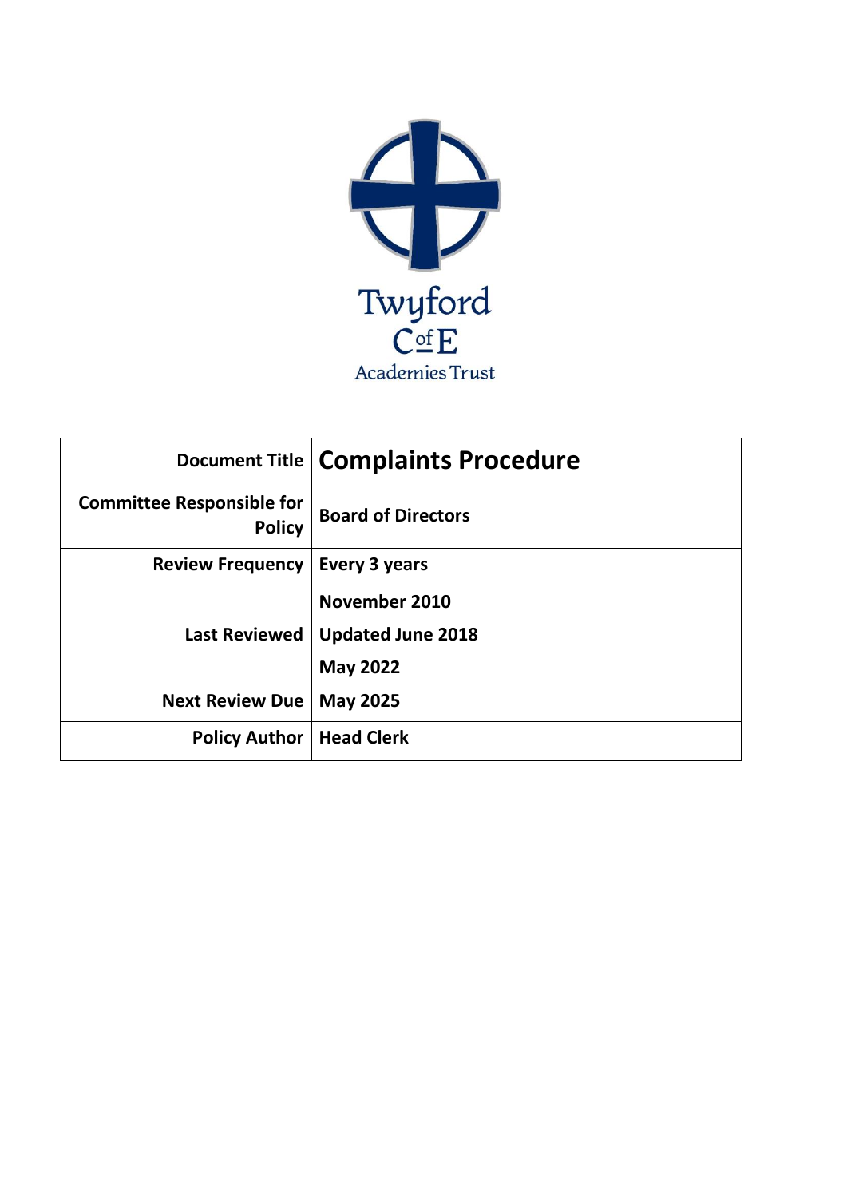Twyford
C of E
Academies Trust

| Document Title | **Complaints Procedure** |
|---|---|
| **Committee Responsible for Policy** | **Board of Directors** |
| **Review Frequency** | **Every 3 years** |
| **Last Reviewed** | **November 2010**<br>**Updated June 2018**<br>**May 2022** |
| **Next Review Due** | **May 2025** |
| **Policy Author** | **Head Clerk** |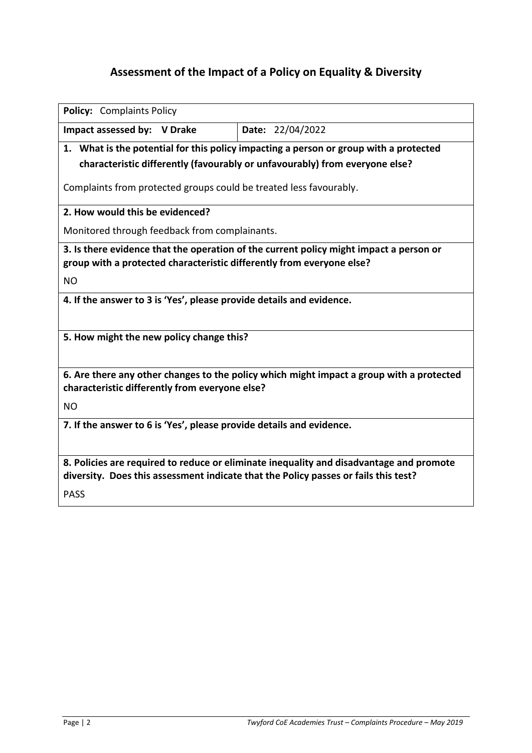# Assessment of the Impact of a Policy on Equality & Diversity

**Policy:** Complaints Policy

| **Impact assessed by:** V Drake | **Date:** 22/04/2022 |
|---|---|

**1. What is the potential for this policy impacting a person or group with a protected characteristic differently (favourably or unfavourably) from everyone else?**

Complaints from protected groups could be treated less favourably.

**2. How would this be evidenced?**

Monitored through feedback from complainants.

**3. Is there evidence that the operation of the current policy might impact a person or group with a protected characteristic differently from everyone else?**

NO

**4. If the answer to 3 is 'Yes', please provide details and evidence.**

**5. How might the new policy change this?**

**6. Are there any other changes to the policy which might impact a group with a protected characteristic differently from everyone else?**

NO

**7. If the answer to 6 is 'Yes', please provide details and evidence.**

**8. Policies are required to reduce or eliminate inequality and disadvantage and promote diversity. Does this assessment indicate that the Policy passes or fails this test?**

PASS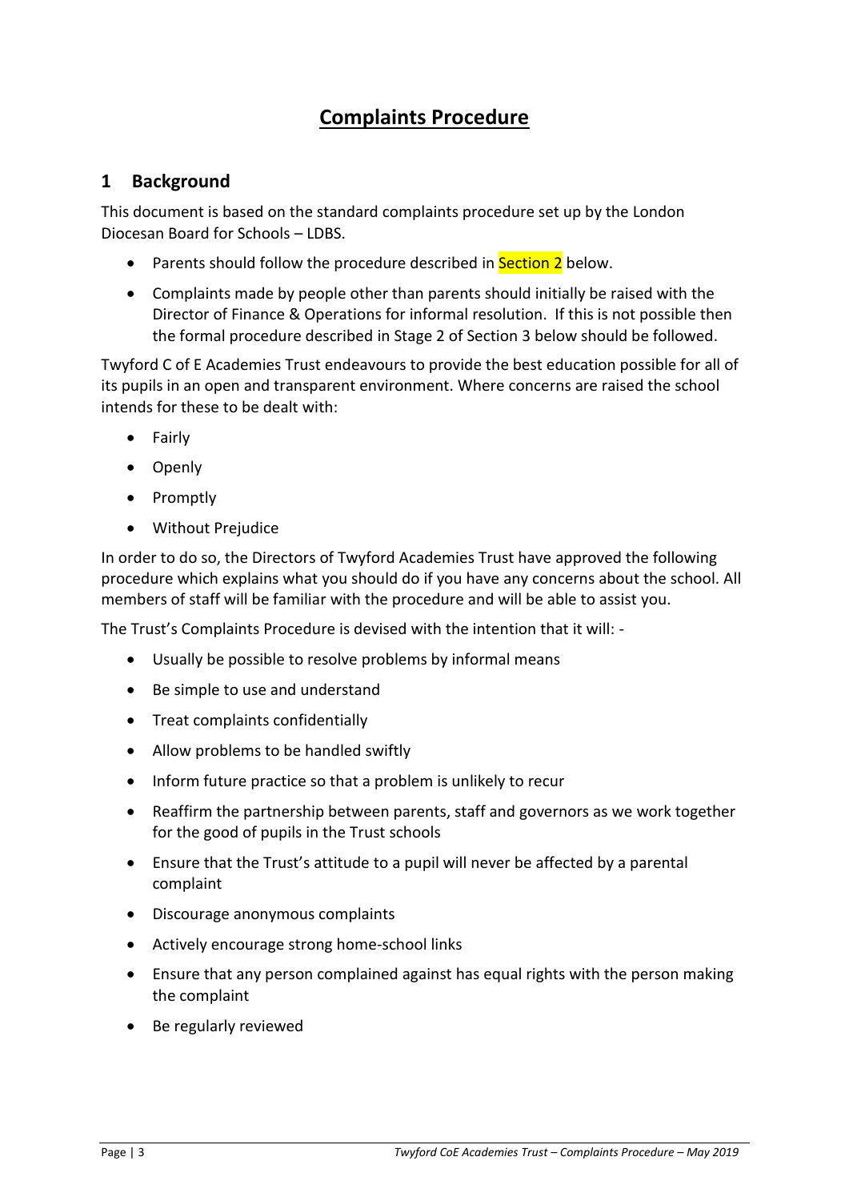# **Complaints Procedure**

## 1 Background

This document is based on the standard complaints procedure set up by the London Diocesan Board for Schools – LDBS.

- Parents should follow the procedure described in Section 2 below.
- Complaints made by people other than parents should initially be raised with the Director of Finance & Operations for informal resolution. If this is not possible then the formal procedure described in Stage 2 of Section 3 below should be followed.

Twyford C of E Academies Trust endeavours to provide the best education possible for all of its pupils in an open and transparent environment. Where concerns are raised the school intends for these to be dealt with:

- Fairly
- Openly
- Promptly
- Without Prejudice

In order to do so, the Directors of Twyford Academies Trust have approved the following procedure which explains what you should do if you have any concerns about the school. All members of staff will be familiar with the procedure and will be able to assist you.

The Trust's Complaints Procedure is devised with the intention that it will: -

- Usually be possible to resolve problems by informal means
- Be simple to use and understand
- Treat complaints confidentially
- Allow problems to be handled swiftly
- Inform future practice so that a problem is unlikely to recur
- Reaffirm the partnership between parents, staff and governors as we work together for the good of pupils in the Trust schools
- Ensure that the Trust's attitude to a pupil will never be affected by a parental complaint
- Discourage anonymous complaints
- Actively encourage strong home-school links
- Ensure that any person complained against has equal rights with the person making the complaint
- Be regularly reviewed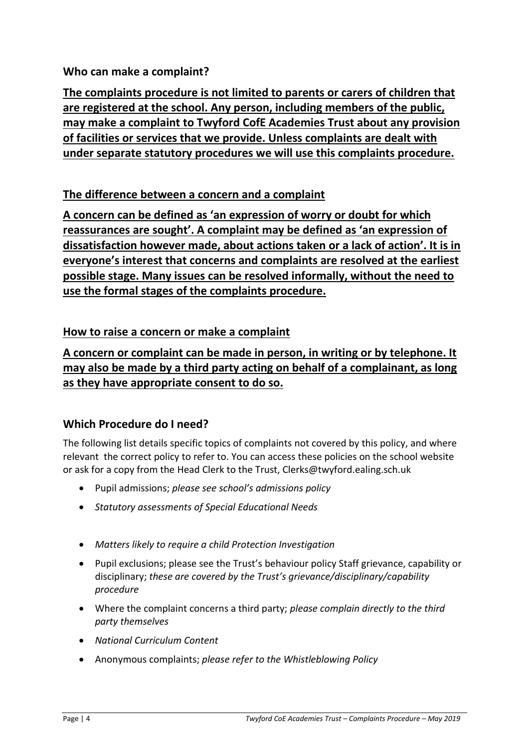### Who can make a complaint?

**<u>The complaints procedure is not limited to parents or carers of children that are registered at the school. Any person, including members of the public, may make a complaint to Twyford CofE Academies Trust about any provision of facilities or services that we provide. Unless complaints are dealt with under separate statutory procedures we will use this complaints procedure.</u>**

### <u>The difference between a concern and a complaint</u>

**<u>A concern can be defined as 'an expression of worry or doubt for which reassurances are sought'. A complaint may be defined as 'an expression of dissatisfaction however made, about actions taken or a lack of action'. It is in everyone's interest that concerns and complaints are resolved at the earliest possible stage. Many issues can be resolved informally, without the need to use the formal stages of the complaints procedure.</u>**

### <u>How to raise a concern or make a complaint</u>

**<u>A concern or complaint can be made in person, in writing or by telephone. It may also be made by a third party acting on behalf of a complainant, as long as they have appropriate consent to do so.</u>**

### Which Procedure do I need?

The following list details specific topics of complaints not covered by this policy, and where relevant the correct policy to refer to. You can access these policies on the school website or ask for a copy from the Head Clerk to the Trust, Clerks@twyford.ealing.sch.uk

- Pupil admissions; *please see school's admissions policy*
- *Statutory assessments of Special Educational Needs*
- *Matters likely to require a child Protection Investigation*
- Pupil exclusions; please see the Trust's behaviour policy Staff grievance, capability or disciplinary; *these are covered by the Trust's grievance/disciplinary/capability procedure*
- Where the complaint concerns a third party; *please complain directly to the third party themselves*
- *National Curriculum Content*
- Anonymous complaints; *please refer to the Whistleblowing Policy*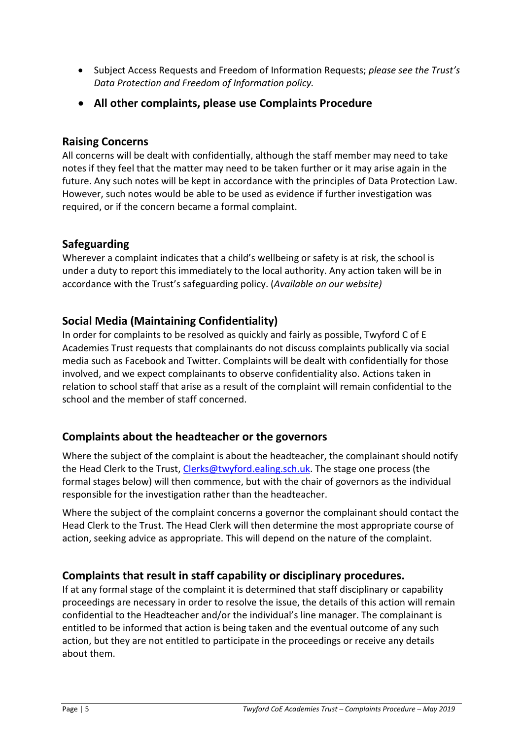- Subject Access Requests and Freedom of Information Requests; *please see the Trust's Data Protection and Freedom of Information policy.*
- **All other complaints, please use Complaints Procedure**

## Raising Concerns

All concerns will be dealt with confidentially, although the staff member may need to take notes if they feel that the matter may need to be taken further or it may arise again in the future. Any such notes will be kept in accordance with the principles of Data Protection Law. However, such notes would be able to be used as evidence if further investigation was required, or if the concern became a formal complaint.

## Safeguarding

Wherever a complaint indicates that a child's wellbeing or safety is at risk, the school is under a duty to report this immediately to the local authority. Any action taken will be in accordance with the Trust's safeguarding policy. (*Available on our website)*

## Social Media (Maintaining Confidentiality)

In order for complaints to be resolved as quickly and fairly as possible, Twyford C of E Academies Trust requests that complainants do not discuss complaints publically via social media such as Facebook and Twitter. Complaints will be dealt with confidentially for those involved, and we expect complainants to observe confidentiality also. Actions taken in relation to school staff that arise as a result of the complaint will remain confidential to the school and the member of staff concerned.

## Complaints about the headteacher or the governors

Where the subject of the complaint is about the headteacher, the complainant should notify the Head Clerk to the Trust, Clerks@twyford.ealing.sch.uk. The stage one process (the formal stages below) will then commence, but with the chair of governors as the individual responsible for the investigation rather than the headteacher.

Where the subject of the complaint concerns a governor the complainant should contact the Head Clerk to the Trust. The Head Clerk will then determine the most appropriate course of action, seeking advice as appropriate. This will depend on the nature of the complaint.

## Complaints that result in staff capability or disciplinary procedures.

If at any formal stage of the complaint it is determined that staff disciplinary or capability proceedings are necessary in order to resolve the issue, the details of this action will remain confidential to the Headteacher and/or the individual's line manager. The complainant is entitled to be informed that action is being taken and the eventual outcome of any such action, but they are not entitled to participate in the proceedings or receive any details about them.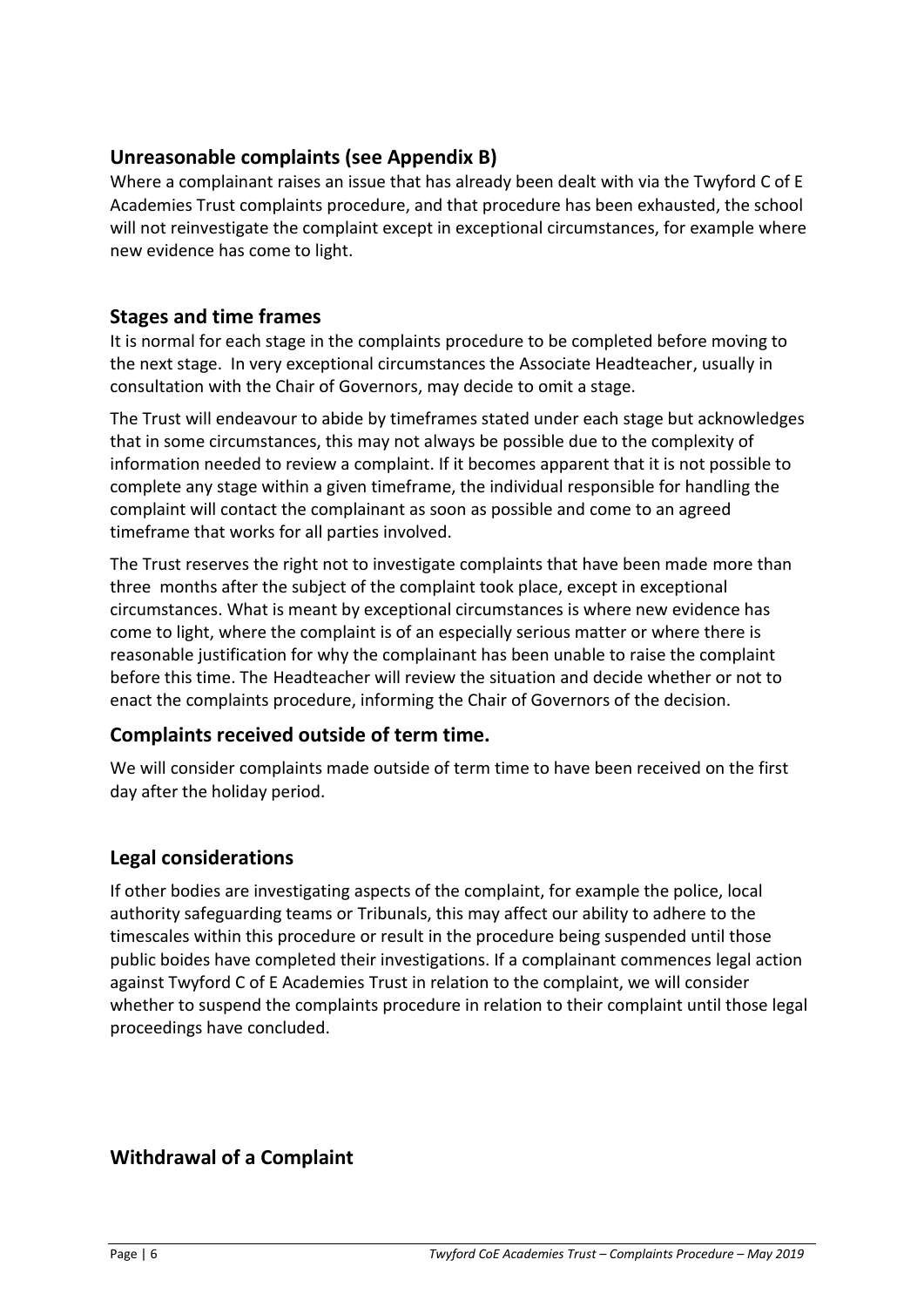## Unreasonable complaints (see Appendix B)

Where a complainant raises an issue that has already been dealt with via the Twyford C of E Academies Trust complaints procedure, and that procedure has been exhausted, the school will not reinvestigate the complaint except in exceptional circumstances, for example where new evidence has come to light.

## Stages and time frames

It is normal for each stage in the complaints procedure to be completed before moving to the next stage. In very exceptional circumstances the Associate Headteacher, usually in consultation with the Chair of Governors, may decide to omit a stage.

The Trust will endeavour to abide by timeframes stated under each stage but acknowledges that in some circumstances, this may not always be possible due to the complexity of information needed to review a complaint. If it becomes apparent that it is not possible to complete any stage within a given timeframe, the individual responsible for handling the complaint will contact the complainant as soon as possible and come to an agreed timeframe that works for all parties involved.

The Trust reserves the right not to investigate complaints that have been made more than three months after the subject of the complaint took place, except in exceptional circumstances. What is meant by exceptional circumstances is where new evidence has come to light, where the complaint is of an especially serious matter or where there is reasonable justification for why the complainant has been unable to raise the complaint before this time. The Headteacher will review the situation and decide whether or not to enact the complaints procedure, informing the Chair of Governors of the decision.

## Complaints received outside of term time.

We will consider complaints made outside of term time to have been received on the first day after the holiday period.

## Legal considerations

If other bodies are investigating aspects of the complaint, for example the police, local authority safeguarding teams or Tribunals, this may affect our ability to adhere to the timescales within this procedure or result in the procedure being suspended until those public boides have completed their investigations. If a complainant commences legal action against Twyford C of E Academies Trust in relation to the complaint, we will consider whether to suspend the complaints procedure in relation to their complaint until those legal proceedings have concluded.

## Withdrawal of a Complaint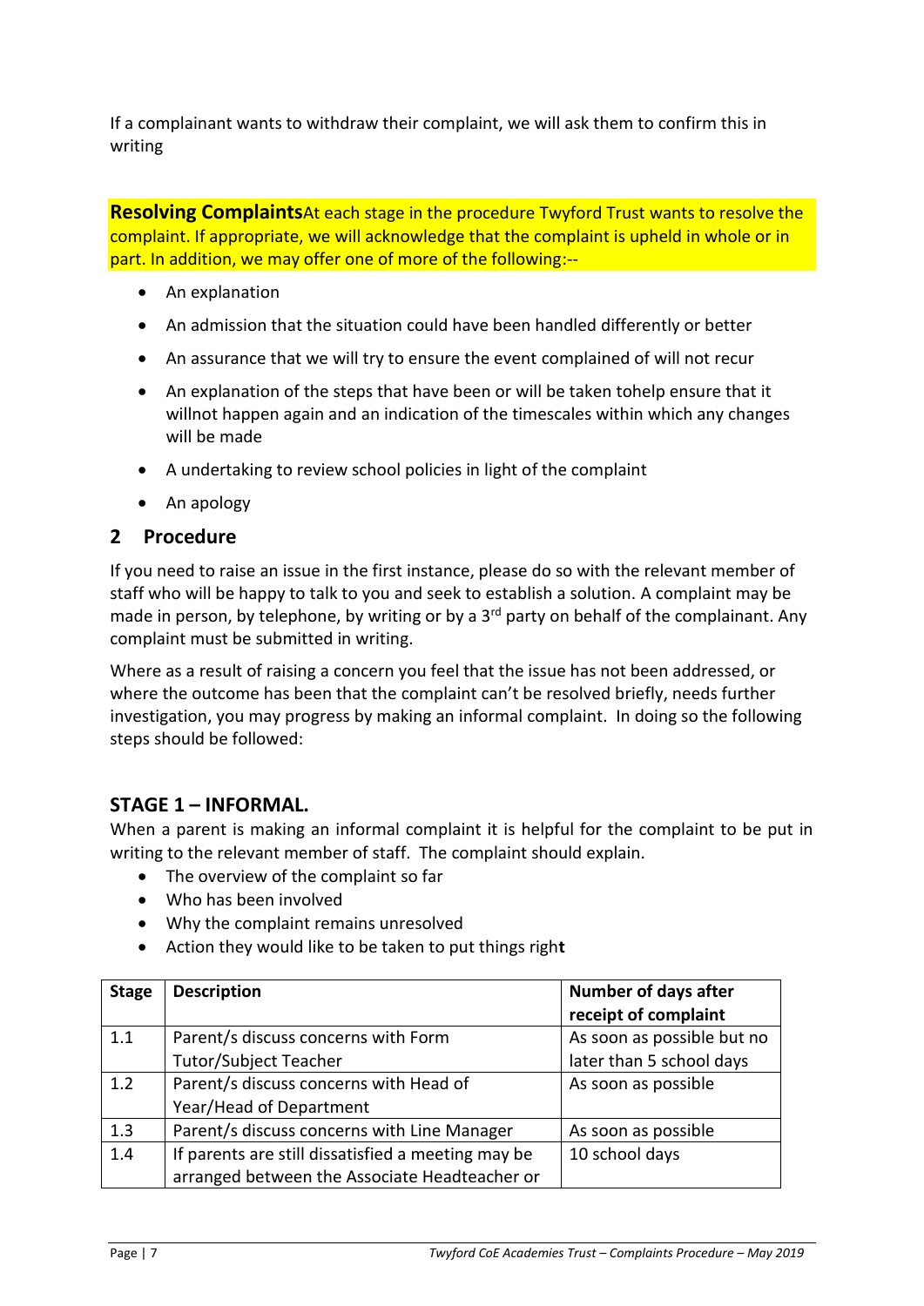If a complainant wants to withdraw their complaint, we will ask them to confirm this in writing

**Resolving Complaints**At each stage in the procedure Twyford Trust wants to resolve the complaint. If appropriate, we will acknowledge that the complaint is upheld in whole or in part. In addition, we may offer one of more of the following:--

- An explanation
- An admission that the situation could have been handled differently or better
- An assurance that we will try to ensure the event complained of will not recur
- An explanation of the steps that have been or will be taken tohelp ensure that it willnot happen again and an indication of the timescales within which any changes will be made
- A undertaking to review school policies in light of the complaint
- An apology

## 2 Procedure

If you need to raise an issue in the first instance, please do so with the relevant member of staff who will be happy to talk to you and seek to establish a solution. A complaint may be made in person, by telephone, by writing or by a 3rd party on behalf of the complainant. Any complaint must be submitted in writing.

Where as a result of raising a concern you feel that the issue has not been addressed, or where the outcome has been that the complaint can't be resolved briefly, needs further investigation, you may progress by making an informal complaint. In doing so the following steps should be followed:

### STAGE 1 – INFORMAL.

When a parent is making an informal complaint it is helpful for the complaint to be put in writing to the relevant member of staff. The complaint should explain.

- The overview of the complaint so far
- Who has been involved
- Why the complaint remains unresolved
- Action they would like to be taken to put things right

| Stage | Description | Number of days after receipt of complaint |
|---|---|---|
| 1.1 | Parent/s discuss concerns with Form Tutor/Subject Teacher | As soon as possible but no later than 5 school days |
| 1.2 | Parent/s discuss concerns with Head of Year/Head of Department | As soon as possible |
| 1.3 | Parent/s discuss concerns with Line Manager | As soon as possible |
| 1.4 | If parents are still dissatisfied a meeting may be arranged between the Associate Headteacher or | 10 school days |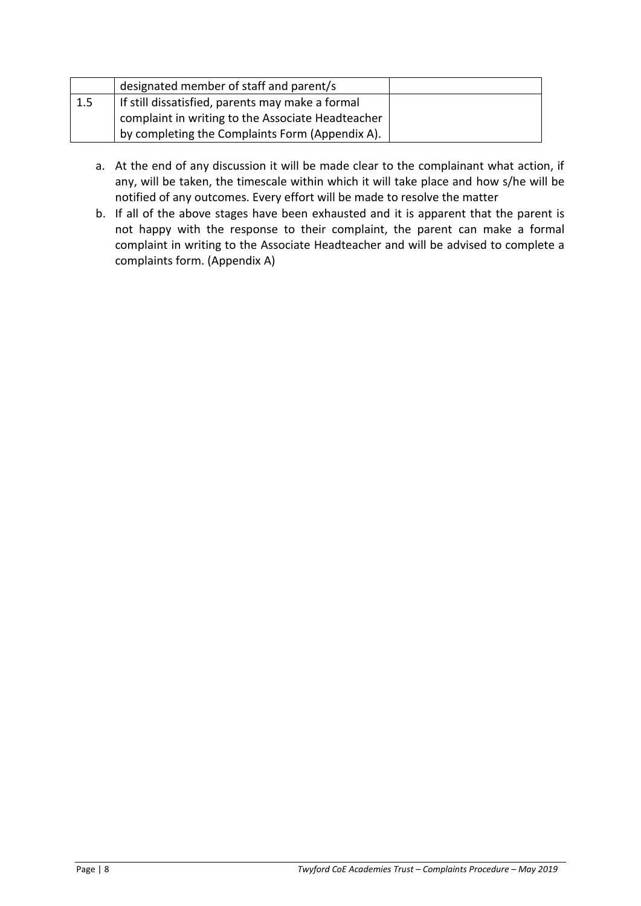|  | designated member of staff and parent/s |  |
|---|---|---|
| 1.5 | If still dissatisfied, parents may make a formal complaint in writing to the Associate Headteacher by completing the Complaints Form (Appendix A). |  |

a. At the end of any discussion it will be made clear to the complainant what action, if any, will be taken, the timescale within which it will take place and how s/he will be notified of any outcomes. Every effort will be made to resolve the matter
b. If all of the above stages have been exhausted and it is apparent that the parent is not happy with the response to their complaint, the parent can make a formal complaint in writing to the Associate Headteacher and will be advised to complete a complaints form. (Appendix A)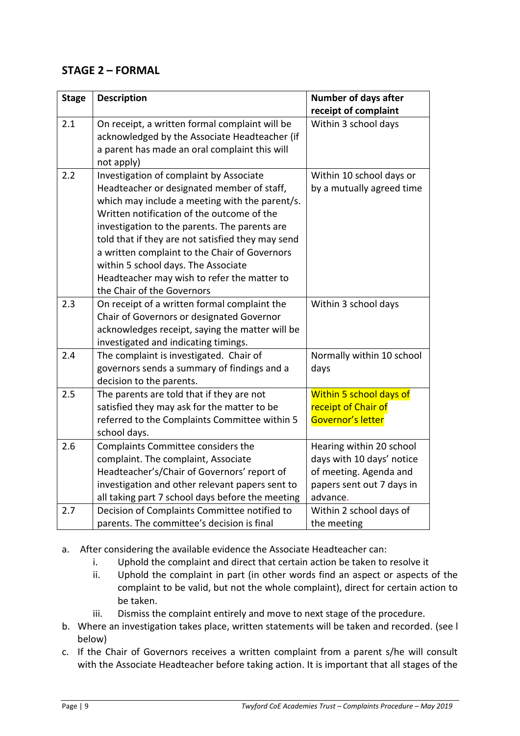## STAGE 2 – FORMAL

| Stage | Description | Number of days after receipt of complaint |
|---|---|---|
| 2.1 | On receipt, a written formal complaint will be acknowledged by the Associate Headteacher (if a parent has made an oral complaint this will not apply) | Within 3 school days |
| 2.2 | Investigation of complaint by Associate Headteacher or designated member of staff, which may include a meeting with the parent/s. Written notification of the outcome of the investigation to the parents. The parents are told that if they are not satisfied they may send a written complaint to the Chair of Governors within 5 school days. The Associate Headteacher may wish to refer the matter to the Chair of the Governors | Within 10 school days or by a mutually agreed time |
| 2.3 | On receipt of a written formal complaint the Chair of Governors or designated Governor acknowledges receipt, saying the matter will be investigated and indicating timings. | Within 3 school days |
| 2.4 | The complaint is investigated. Chair of governors sends a summary of findings and a decision to the parents. | Normally within 10 school days |
| 2.5 | The parents are told that if they are not satisfied they may ask for the matter to be referred to the Complaints Committee within 5 school days. | Within 5 school days of receipt of Chair of Governor's letter |
| 2.6 | Complaints Committee considers the complaint. The complaint, Associate Headteacher's/Chair of Governors' report of investigation and other relevant papers sent to all taking part 7 school days before the meeting | Hearing within 20 school days with 10 days' notice of meeting. Agenda and papers sent out 7 days in advance. |
| 2.7 | Decision of Complaints Committee notified to parents. The committee's decision is final | Within 2 school days of the meeting |

a. After considering the available evidence the Associate Headteacher can:
   i. Uphold the complaint and direct that certain action be taken to resolve it
   ii. Uphold the complaint in part (in other words find an aspect or aspects of the complaint to be valid, but not the whole complaint), direct for certain action to be taken.
   iii. Dismiss the complaint entirely and move to next stage of the procedure.

b. Where an investigation takes place, written statements will be taken and recorded. (see l below)

c. If the Chair of Governors receives a written complaint from a parent s/he will consult with the Associate Headteacher before taking action. It is important that all stages of the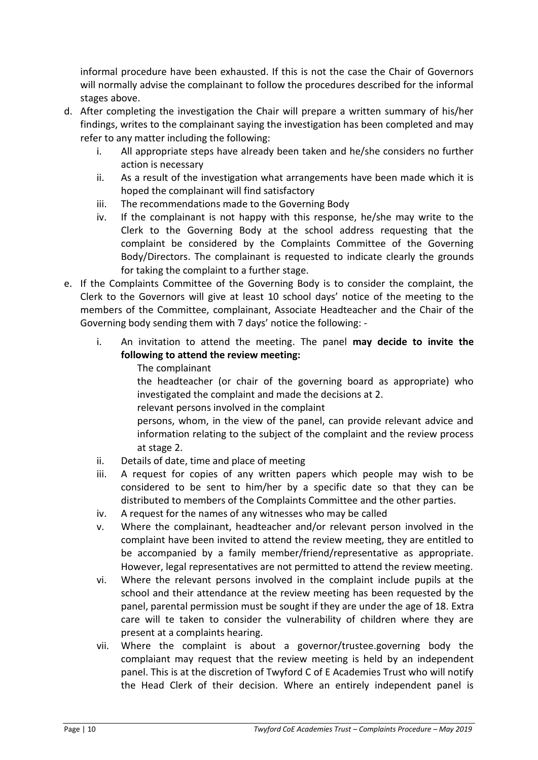informal procedure have been exhausted. If this is not the case the Chair of Governors will normally advise the complainant to follow the procedures described for the informal stages above.

d. After completing the investigation the Chair will prepare a written summary of his/her findings, writes to the complainant saying the investigation has been completed and may refer to any matter including the following:
   i. All appropriate steps have already been taken and he/she considers no further action is necessary
   ii. As a result of the investigation what arrangements have been made which it is hoped the complainant will find satisfactory
   iii. The recommendations made to the Governing Body
   iv. If the complainant is not happy with this response, he/she may write to the Clerk to the Governing Body at the school address requesting that the complaint be considered by the Complaints Committee of the Governing Body/Directors. The complainant is requested to indicate clearly the grounds for taking the complaint to a further stage.

e. If the Complaints Committee of the Governing Body is to consider the complaint, the Clerk to the Governors will give at least 10 school days' notice of the meeting to the members of the Committee, complainant, Associate Headteacher and the Chair of the Governing body sending them with 7 days' notice the following: -
   i. An invitation to attend the meeting. The panel **may decide to invite the following to attend the review meeting:**
      The complainant
      the headteacher (or chair of the governing board as appropriate) who investigated the complaint and made the decisions at 2.
      relevant persons involved in the complaint
      persons, whom, in the view of the panel, can provide relevant advice and information relating to the subject of the complaint and the review process at stage 2.
   ii. Details of date, time and place of meeting
   iii. A request for copies of any written papers which people may wish to be considered to be sent to him/her by a specific date so that they can be distributed to members of the Complaints Committee and the other parties.
   iv. A request for the names of any witnesses who may be called
   v. Where the complainant, headteacher and/or relevant person involved in the complaint have been invited to attend the review meeting, they are entitled to be accompanied by a family member/friend/representative as appropriate. However, legal representatives are not permitted to attend the review meeting.
   vi. Where the relevant persons involved in the complaint include pupils at the school and their attendance at the review meeting has been requested by the panel, parental permission must be sought if they are under the age of 18. Extra care will te taken to consider the vulnerability of children where they are present at a complaints hearing.
   vii. Where the complaint is about a governor/trustee.governing body the complaiant may request that the review meeting is held by an independent panel. This is at the discretion of Twyford C of E Academies Trust who will notify the Head Clerk of their decision. Where an entirely independent panel is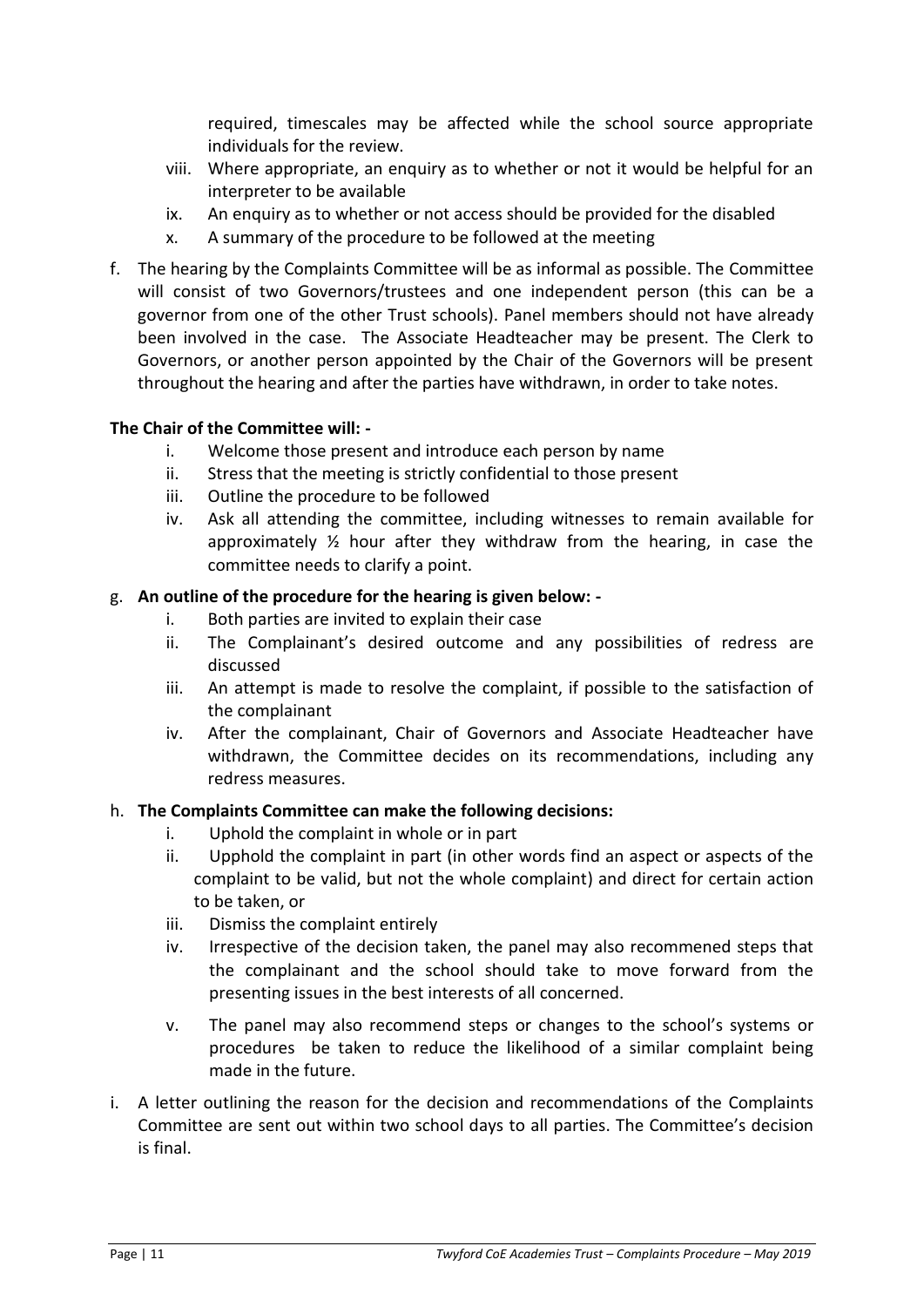required, timescales may be affected while the school source appropriate individuals for the review.

viii. Where appropriate, an enquiry as to whether or not it would be helpful for an interpreter to be available
ix. An enquiry as to whether or not access should be provided for the disabled
x. A summary of the procedure to be followed at the meeting

f. The hearing by the Complaints Committee will be as informal as possible. The Committee will consist of two Governors/trustees and one independent person (this can be a governor from one of the other Trust schools). Panel members should not have already been involved in the case. The Associate Headteacher may be present. The Clerk to Governors, or another person appointed by the Chair of the Governors will be present throughout the hearing and after the parties have withdrawn, in order to take notes.

**The Chair of the Committee will: -**

i. Welcome those present and introduce each person by name
ii. Stress that the meeting is strictly confidential to those present
iii. Outline the procedure to be followed
iv. Ask all attending the committee, including witnesses to remain available for approximately ½ hour after they withdraw from the hearing, in case the committee needs to clarify a point.

g. **An outline of the procedure for the hearing is given below: -**

i. Both parties are invited to explain their case
ii. The Complainant's desired outcome and any possibilities of redress are discussed
iii. An attempt is made to resolve the complaint, if possible to the satisfaction of the complainant
iv. After the complainant, Chair of Governors and Associate Headteacher have withdrawn, the Committee decides on its recommendations, including any redress measures.

h. **The Complaints Committee can make the following decisions:**

i. Uphold the complaint in whole or in part
ii. Upphold the complaint in part (in other words find an aspect or aspects of the complaint to be valid, but not the whole complaint) and direct for certain action to be taken, or
iii. Dismiss the complaint entirely
iv. Irrespective of the decision taken, the panel may also recommened steps that the complainant and the school should take to move forward from the presenting issues in the best interests of all concerned.
v. The panel may also recommend steps or changes to the school's systems or procedures be taken to reduce the likelihood of a similar complaint being made in the future.

i. A letter outlining the reason for the decision and recommendations of the Complaints Committee are sent out within two school days to all parties. The Committee's decision is final.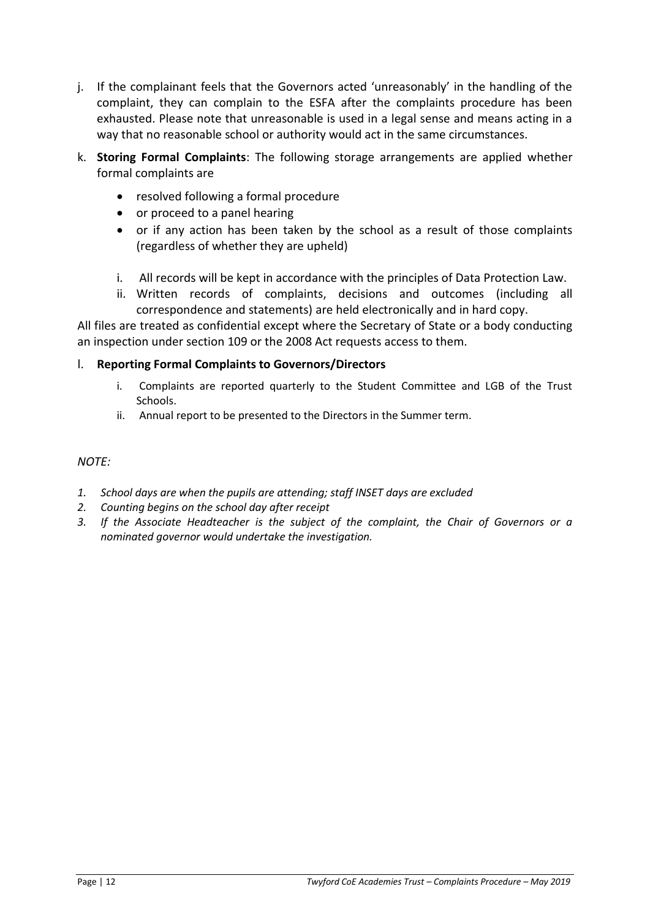j. If the complainant feels that the Governors acted 'unreasonably' in the handling of the complaint, they can complain to the ESFA after the complaints procedure has been exhausted. Please note that unreasonable is used in a legal sense and means acting in a way that no reasonable school or authority would act in the same circumstances.

k. **Storing Formal Complaints**: The following storage arrangements are applied whether formal complaints are

- resolved following a formal procedure
- or proceed to a panel hearing
- or if any action has been taken by the school as a result of those complaints (regardless of whether they are upheld)

i. All records will be kept in accordance with the principles of Data Protection Law.
ii. Written records of complaints, decisions and outcomes (including all correspondence and statements) are held electronically and in hard copy.

All files are treated as confidential except where the Secretary of State or a body conducting an inspection under section 109 or the 2008 Act requests access to them.

l. **Reporting Formal Complaints to Governors/Directors**

i. Complaints are reported quarterly to the Student Committee and LGB of the Trust Schools.
ii. Annual report to be presented to the Directors in the Summer term.

*NOTE:*

1. *School days are when the pupils are attending; staff INSET days are excluded*
2. *Counting begins on the school day after receipt*
3. *If the Associate Headteacher is the subject of the complaint, the Chair of Governors or a nominated governor would undertake the investigation.*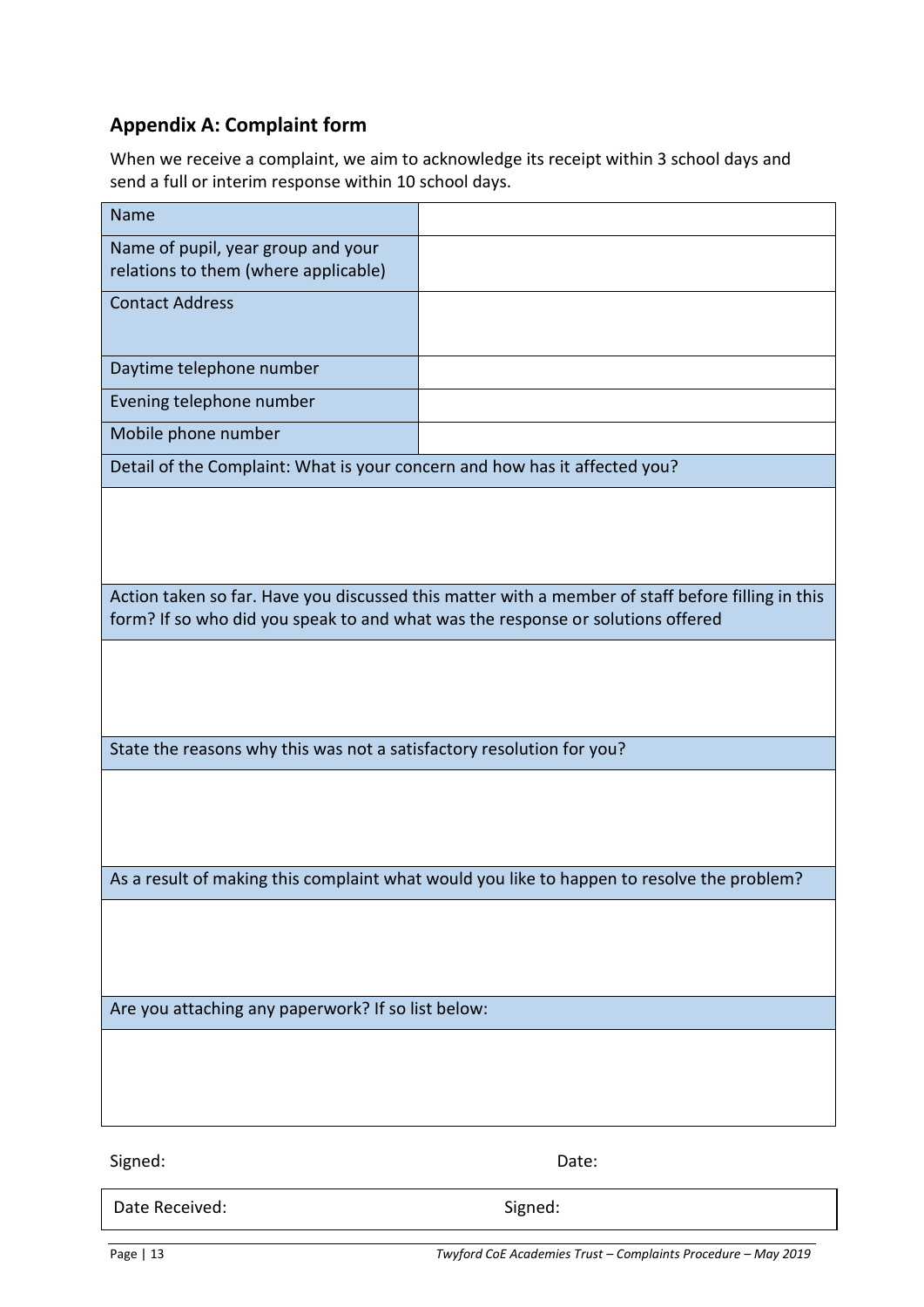## Appendix A: Complaint form

When we receive a complaint, we aim to acknowledge its receipt within 3 school days and send a full or interim response within 10 school days.

| Name | |
|---|---|
| Name of pupil, year group and your relations to them (where applicable) | |
| Contact Address | |
| Daytime telephone number | |
| Evening telephone number | |
| Mobile phone number | |

| Detail of the Complaint: What is your concern and how has it affected you? |
|---|
| |

| Action taken so far. Have you discussed this matter with a member of staff before filling in this form? If so who did you speak to and what was the response or solutions offered |
|---|
| |

| State the reasons why this was not a satisfactory resolution for you? |
|---|
| |

| As a result of making this complaint what would you like to happen to resolve the problem? |
|---|
| |

| Are you attaching any paperwork? If so list below: |
|---|
| |

Signed: Date:

| Date Received: | Signed: |
|---|---|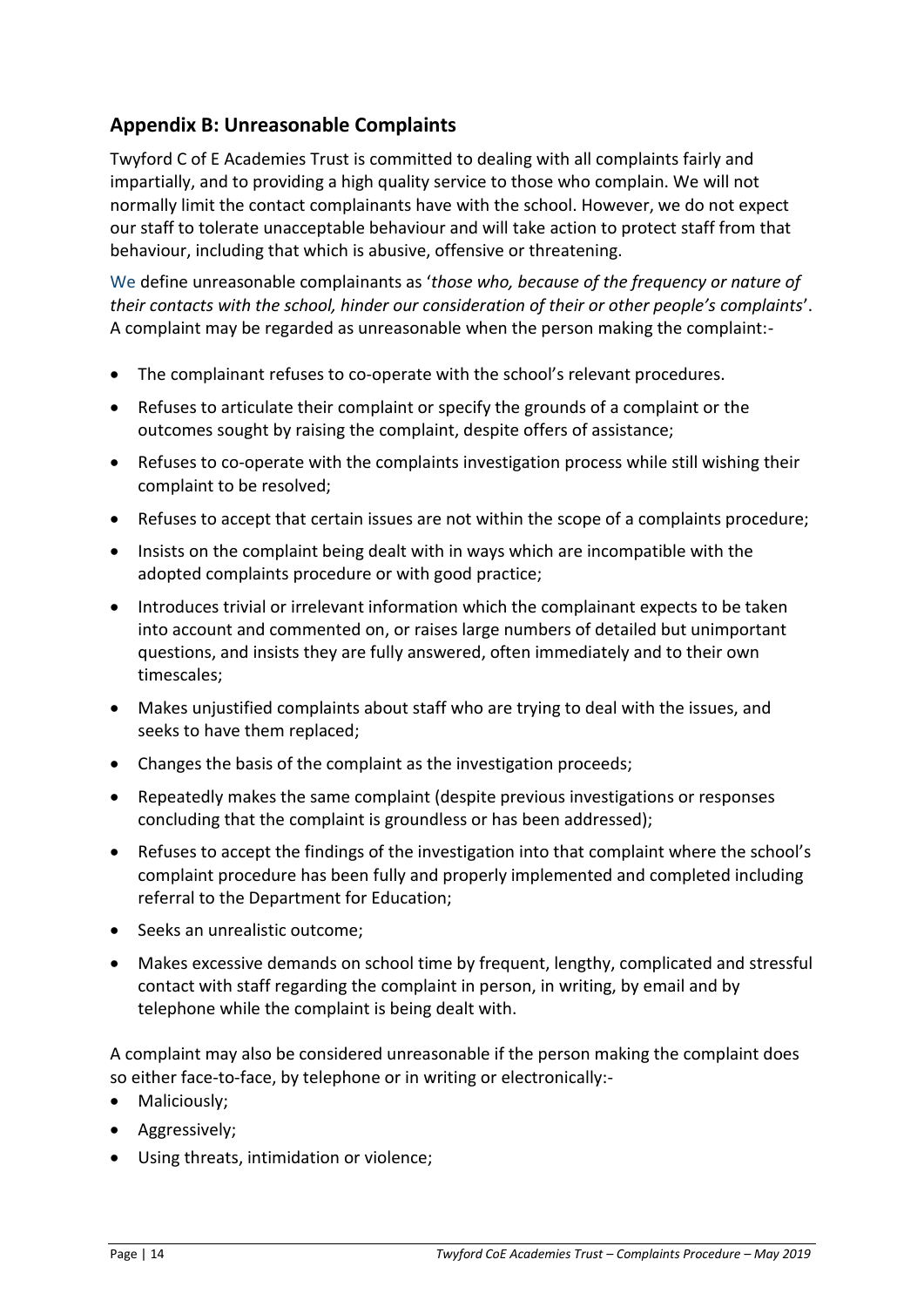## Appendix B: Unreasonable Complaints

Twyford C of E Academies Trust is committed to dealing with all complaints fairly and impartially, and to providing a high quality service to those who complain. We will not normally limit the contact complainants have with the school. However, we do not expect our staff to tolerate unacceptable behaviour and will take action to protect staff from that behaviour, including that which is abusive, offensive or threatening.

We define unreasonable complainants as '*those who, because of the frequency or nature of their contacts with the school, hinder our consideration of their or other people's complaints*'. A complaint may be regarded as unreasonable when the person making the complaint:-

- The complainant refuses to co-operate with the school's relevant procedures.
- Refuses to articulate their complaint or specify the grounds of a complaint or the outcomes sought by raising the complaint, despite offers of assistance;
- Refuses to co-operate with the complaints investigation process while still wishing their complaint to be resolved;
- Refuses to accept that certain issues are not within the scope of a complaints procedure;
- Insists on the complaint being dealt with in ways which are incompatible with the adopted complaints procedure or with good practice;
- Introduces trivial or irrelevant information which the complainant expects to be taken into account and commented on, or raises large numbers of detailed but unimportant questions, and insists they are fully answered, often immediately and to their own timescales;
- Makes unjustified complaints about staff who are trying to deal with the issues, and seeks to have them replaced;
- Changes the basis of the complaint as the investigation proceeds;
- Repeatedly makes the same complaint (despite previous investigations or responses concluding that the complaint is groundless or has been addressed);
- Refuses to accept the findings of the investigation into that complaint where the school's complaint procedure has been fully and properly implemented and completed including referral to the Department for Education;
- Seeks an unrealistic outcome;
- Makes excessive demands on school time by frequent, lengthy, complicated and stressful contact with staff regarding the complaint in person, in writing, by email and by telephone while the complaint is being dealt with.

A complaint may also be considered unreasonable if the person making the complaint does so either face-to-face, by telephone or in writing or electronically:-

- Maliciously;
- Aggressively;
- Using threats, intimidation or violence;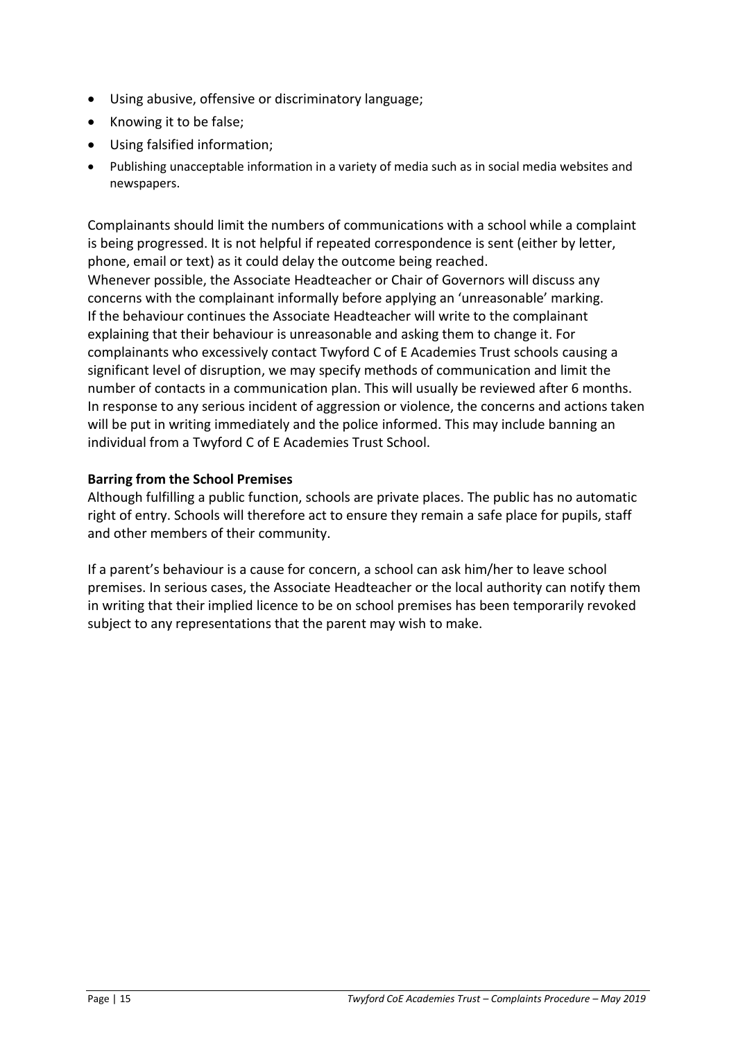- Using abusive, offensive or discriminatory language;
- Knowing it to be false;
- Using falsified information;
- Publishing unacceptable information in a variety of media such as in social media websites and newspapers.

Complainants should limit the numbers of communications with a school while a complaint is being progressed. It is not helpful if repeated correspondence is sent (either by letter, phone, email or text) as it could delay the outcome being reached.
Whenever possible, the Associate Headteacher or Chair of Governors will discuss any concerns with the complainant informally before applying an 'unreasonable' marking.
If the behaviour continues the Associate Headteacher will write to the complainant explaining that their behaviour is unreasonable and asking them to change it. For complainants who excessively contact Twyford C of E Academies Trust schools causing a significant level of disruption, we may specify methods of communication and limit the number of contacts in a communication plan. This will usually be reviewed after 6 months.
In response to any serious incident of aggression or violence, the concerns and actions taken will be put in writing immediately and the police informed. This may include banning an individual from a Twyford C of E Academies Trust School.

**Barring from the School Premises**

Although fulfilling a public function, schools are private places. The public has no automatic right of entry. Schools will therefore act to ensure they remain a safe place for pupils, staff and other members of their community.

If a parent's behaviour is a cause for concern, a school can ask him/her to leave school premises. In serious cases, the Associate Headteacher or the local authority can notify them in writing that their implied licence to be on school premises has been temporarily revoked subject to any representations that the parent may wish to make.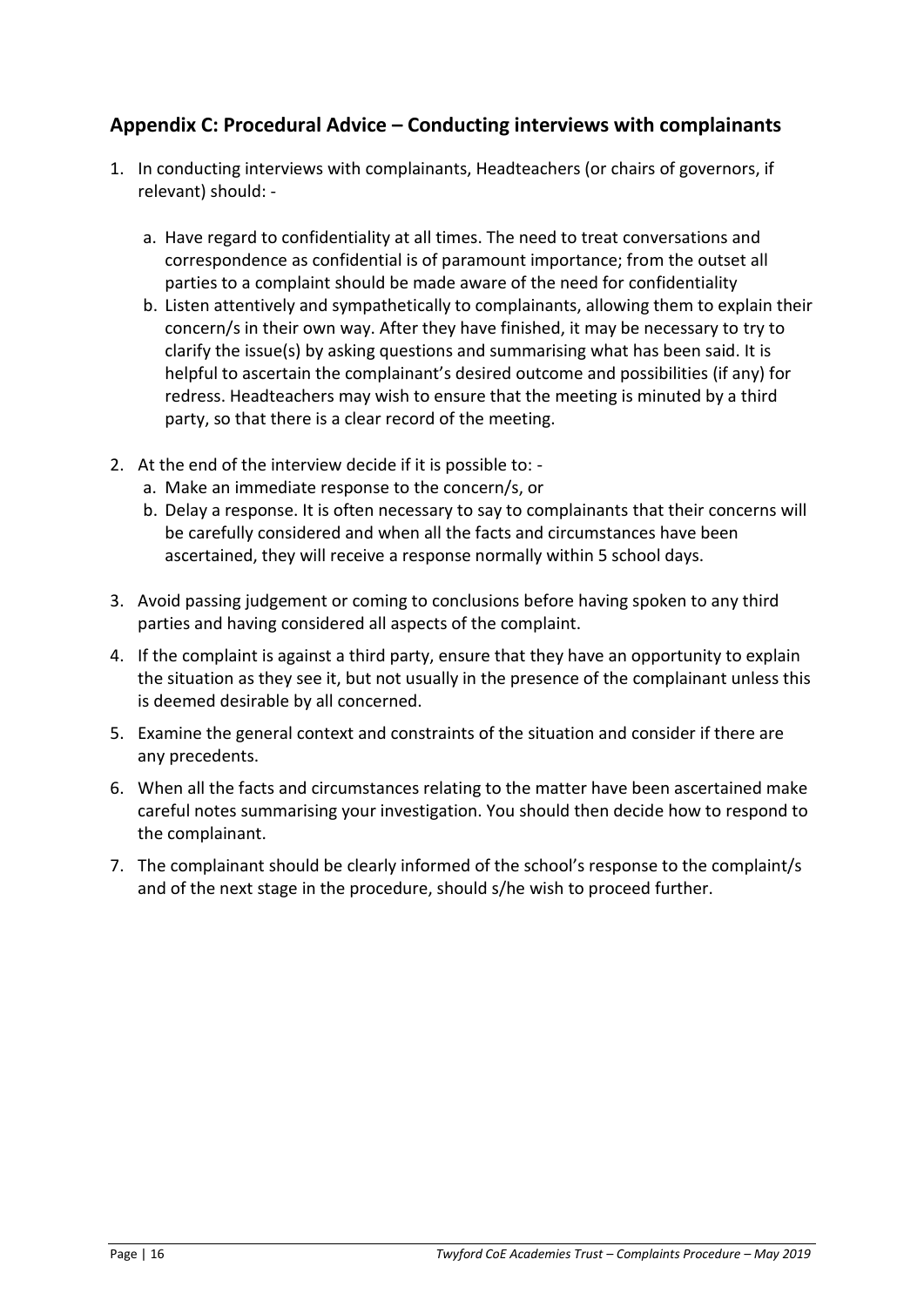## Appendix C: Procedural Advice – Conducting interviews with complainants

1. In conducting interviews with complainants, Headteachers (or chairs of governors, if relevant) should: -

    a. Have regard to confidentiality at all times. The need to treat conversations and correspondence as confidential is of paramount importance; from the outset all parties to a complaint should be made aware of the need for confidentiality
    b. Listen attentively and sympathetically to complainants, allowing them to explain their concern/s in their own way. After they have finished, it may be necessary to try to clarify the issue(s) by asking questions and summarising what has been said. It is helpful to ascertain the complainant's desired outcome and possibilities (if any) for redress. Headteachers may wish to ensure that the meeting is minuted by a third party, so that there is a clear record of the meeting.

2. At the end of the interview decide if it is possible to: -
    a. Make an immediate response to the concern/s, or
    b. Delay a response. It is often necessary to say to complainants that their concerns will be carefully considered and when all the facts and circumstances have been ascertained, they will receive a response normally within 5 school days.

3. Avoid passing judgement or coming to conclusions before having spoken to any third parties and having considered all aspects of the complaint.

4. If the complaint is against a third party, ensure that they have an opportunity to explain the situation as they see it, but not usually in the presence of the complainant unless this is deemed desirable by all concerned.

5. Examine the general context and constraints of the situation and consider if there are any precedents.

6. When all the facts and circumstances relating to the matter have been ascertained make careful notes summarising your investigation. You should then decide how to respond to the complainant.

7. The complainant should be clearly informed of the school's response to the complaint/s and of the next stage in the procedure, should s/he wish to proceed further.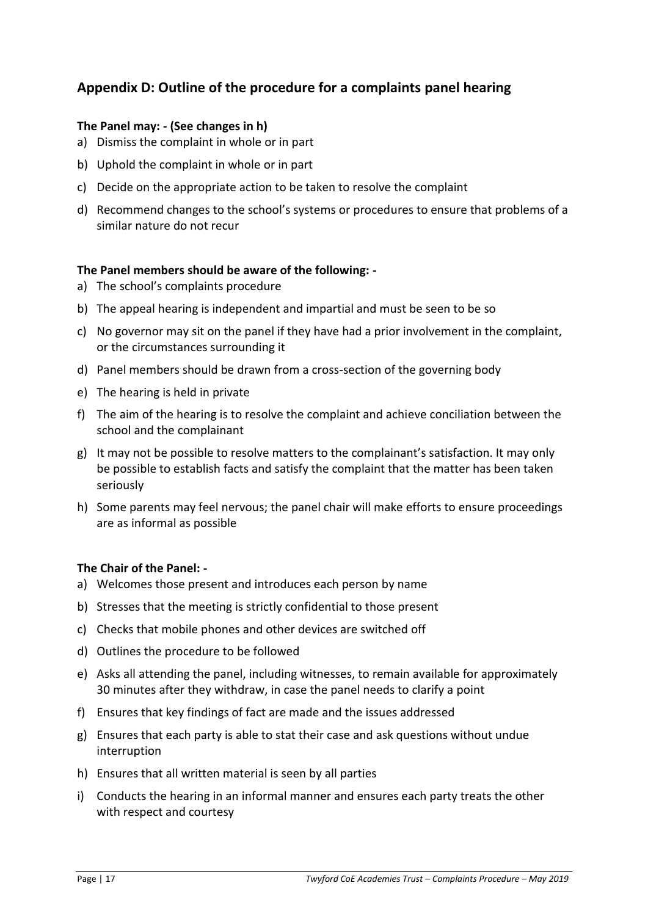## Appendix D: Outline of the procedure for a complaints panel hearing

**The Panel may: - (See changes in h)**

a) Dismiss the complaint in whole or in part
b) Uphold the complaint in whole or in part
c) Decide on the appropriate action to be taken to resolve the complaint
d) Recommend changes to the school's systems or procedures to ensure that problems of a similar nature do not recur

**The Panel members should be aware of the following: -**

a) The school's complaints procedure
b) The appeal hearing is independent and impartial and must be seen to be so
c) No governor may sit on the panel if they have had a prior involvement in the complaint, or the circumstances surrounding it
d) Panel members should be drawn from a cross-section of the governing body
e) The hearing is held in private
f) The aim of the hearing is to resolve the complaint and achieve conciliation between the school and the complainant
g) It may not be possible to resolve matters to the complainant's satisfaction. It may only be possible to establish facts and satisfy the complaint that the matter has been taken seriously
h) Some parents may feel nervous; the panel chair will make efforts to ensure proceedings are as informal as possible

**The Chair of the Panel: -**

a) Welcomes those present and introduces each person by name
b) Stresses that the meeting is strictly confidential to those present
c) Checks that mobile phones and other devices are switched off
d) Outlines the procedure to be followed
e) Asks all attending the panel, including witnesses, to remain available for approximately 30 minutes after they withdraw, in case the panel needs to clarify a point
f) Ensures that key findings of fact are made and the issues addressed
g) Ensures that each party is able to stat their case and ask questions without undue interruption
h) Ensures that all written material is seen by all parties
i) Conducts the hearing in an informal manner and ensures each party treats the other with respect and courtesy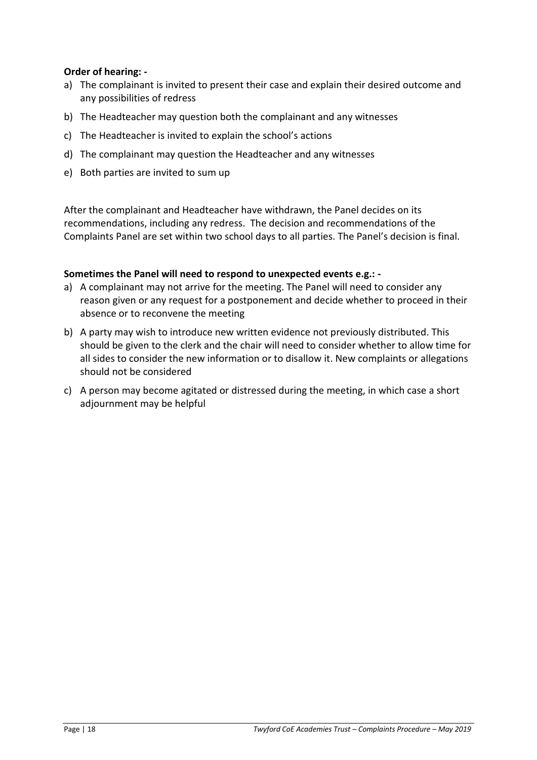**Order of hearing: -**

a) The complainant is invited to present their case and explain their desired outcome and any possibilities of redress
b) The Headteacher may question both the complainant and any witnesses
c) The Headteacher is invited to explain the school's actions
d) The complainant may question the Headteacher and any witnesses
e) Both parties are invited to sum up

After the complainant and Headteacher have withdrawn, the Panel decides on its recommendations, including any redress. The decision and recommendations of the Complaints Panel are set within two school days to all parties. The Panel's decision is final.

**Sometimes the Panel will need to respond to unexpected events e.g.: -**

a) A complainant may not arrive for the meeting. The Panel will need to consider any reason given or any request for a postponement and decide whether to proceed in their absence or to reconvene the meeting
b) A party may wish to introduce new written evidence not previously distributed. This should be given to the clerk and the chair will need to consider whether to allow time for all sides to consider the new information or to disallow it. New complaints or allegations should not be considered
c) A person may become agitated or distressed during the meeting, in which case a short adjournment may be helpful